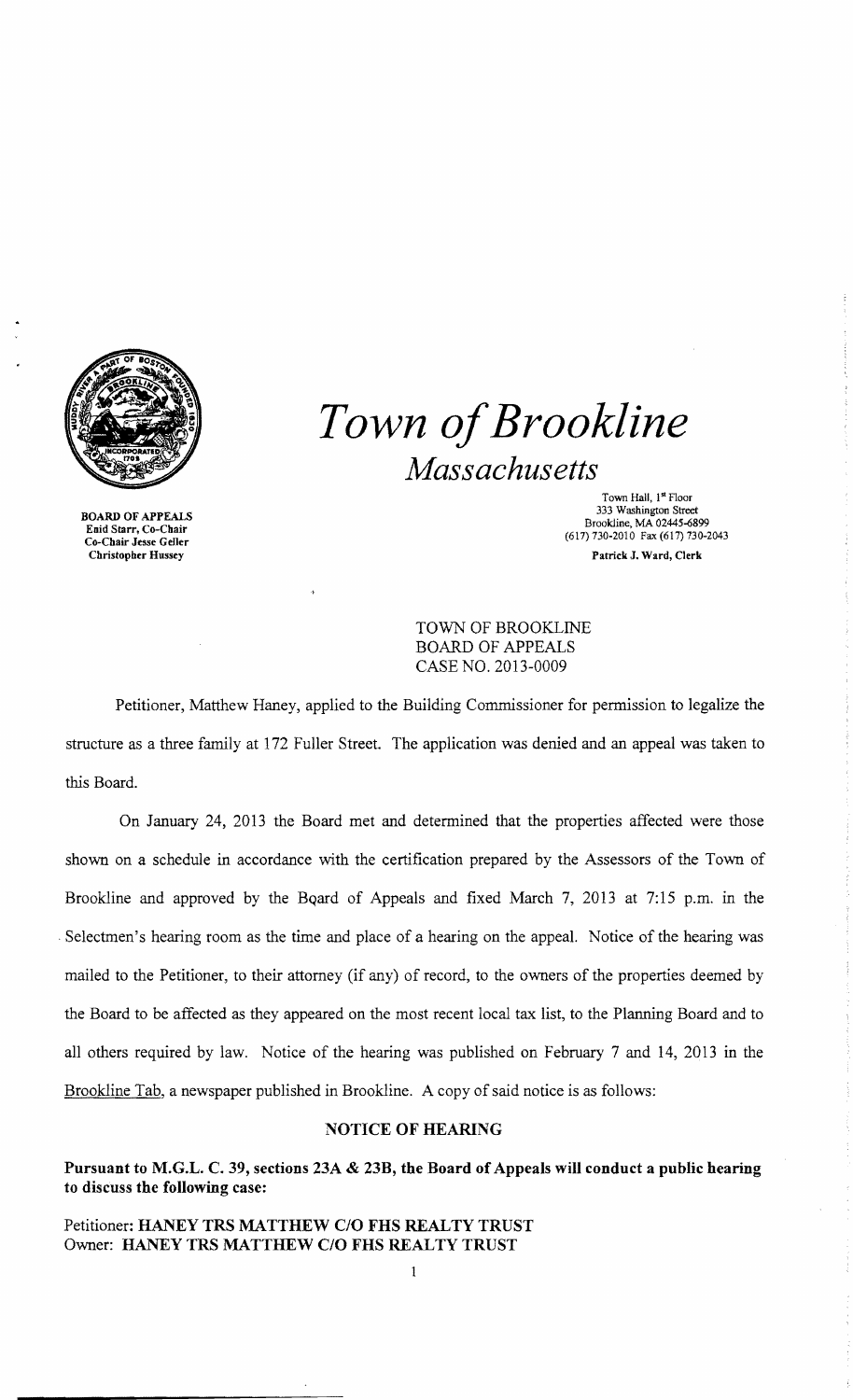# *Town of Brookline*

*Massachusetts*

BOARD OF APPEALS
Enid Starr, Co-Chair
Co-Chair Jesse Geller
Christopher Hussey

Town Hall, 1st Floor
333 Washington Street
Brookline, MA 02445-6899
(617) 730-2010 Fax (617) 730-2043
Patrick J. Ward, Clerk

TOWN OF BROOKLINE
BOARD OF APPEALS
CASE NO. 2013-0009

Petitioner, Matthew Haney, applied to the Building Commissioner for permission to legalize the structure as a three family at 172 Fuller Street. The application was denied and an appeal was taken to this Board.

On January 24, 2013 the Board met and determined that the properties affected were those shown on a schedule in accordance with the certification prepared by the Assessors of the Town of Brookline and approved by the Bqard of Appeals and fixed March 7, 2013 at 7:15 p.m. in the Selectmen's hearing room as the time and place of a hearing on the appeal. Notice of the hearing was mailed to the Petitioner, to their attorney (if any) of record, to the owners of the properties deemed by the Board to be affected as they appeared on the most recent local tax list, to the Planning Board and to all others required by law. Notice of the hearing was published on February 7 and 14, 2013 in the Brookline Tab, a newspaper published in Brookline. A copy of said notice is as follows:

## NOTICE OF HEARING

**Pursuant to M.G.L. C. 39, sections 23A & 23B, the Board of Appeals will conduct a public hearing to discuss the following case:**

Petitioner: **HANEY TRS MATTHEW C/O FHS REALTY TRUST**
Owner: **HANEY TRS MATTHEW C/O FHS REALTY TRUST**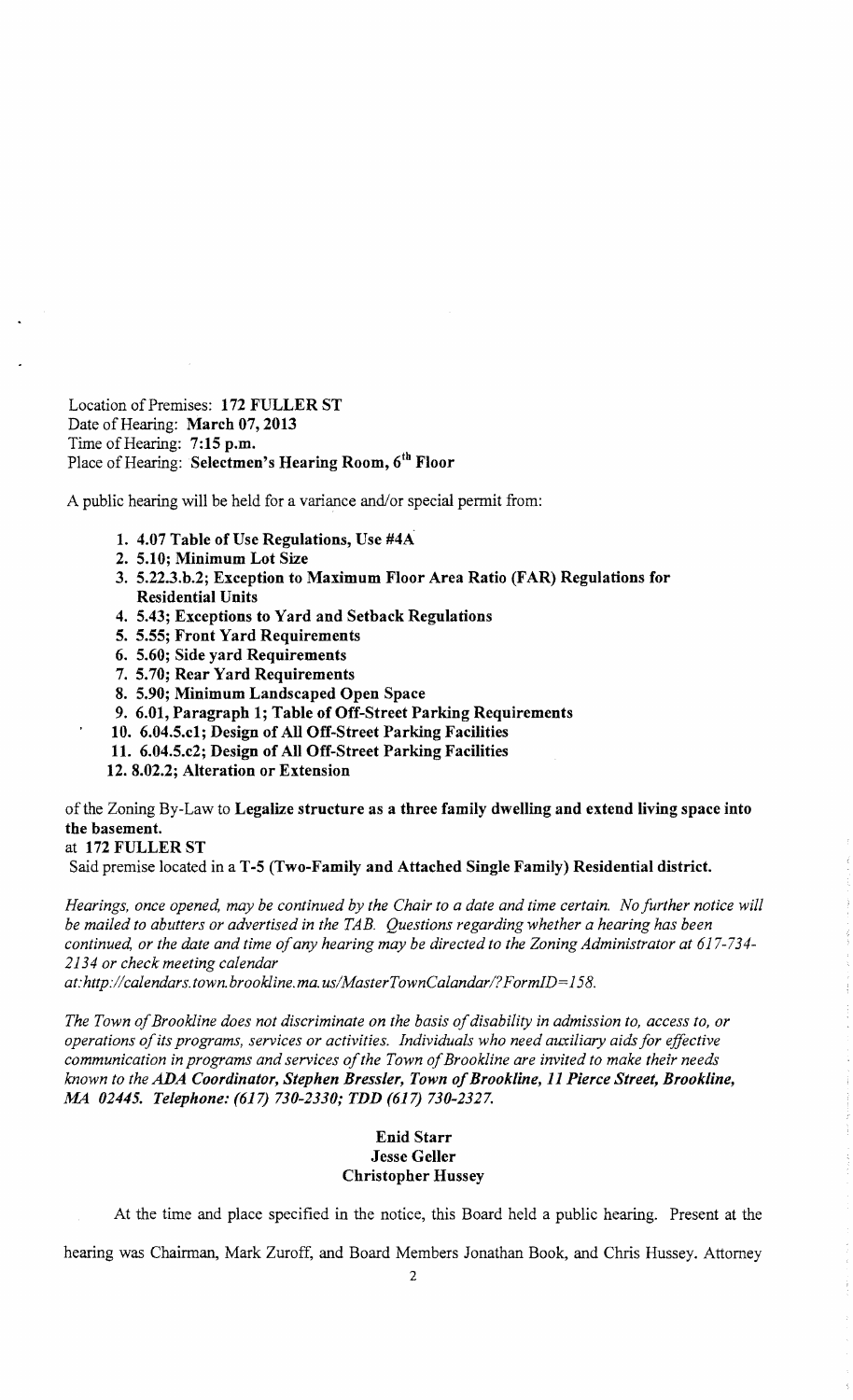Location of Premises: **172 FULLER ST**
Date of Hearing: **March 07, 2013**
Time of Hearing: **7:15 p.m.**
Place of Hearing: **Selectmen's Hearing Room, 6th Floor**

A public hearing will be held for a variance and/or special permit from:

1. **4.07 Table of Use Regulations, Use #4A**
2. **5.10; Minimum Lot Size**
3. **5.22.3.b.2; Exception to Maximum Floor Area Ratio (FAR) Regulations for Residential Units**
4. **5.43; Exceptions to Yard and Setback Regulations**
5. **5.55; Front Yard Requirements**
6. **5.60; Side yard Requirements**
7. **5.70; Rear Yard Requirements**
8. **5.90; Minimum Landscaped Open Space**
9. **6.01, Paragraph 1; Table of Off-Street Parking Requirements**
10. **6.04.5.c1; Design of All Off-Street Parking Facilities**
11. **6.04.5.c2; Design of All Off-Street Parking Facilities**
12. **8.02.2; Alteration or Extension**

of the Zoning By-Law to **Legalize structure as a three family dwelling and extend living space into the basement.**

at **172 FULLER ST**

Said premise located in a **T-5 (Two-Family and Attached Single Family) Residential district.**

*Hearings, once opened, may be continued by the Chair to a date and time certain. No further notice will be mailed to abutters or advertised in the TAB. Questions regarding whether a hearing has been continued, or the date and time of any hearing may be directed to the Zoning Administrator at 617-734-2134 or check meeting calendar at:http://calendars.town.brookline.ma.us/MasterTownCalandar/?FormID=158.*

*The Town of Brookline does not discriminate on the basis of disability in admission to, access to, or operations of its programs, services or activities. Individuals who need auxiliary aids for effective communication in programs and services of the Town of Brookline are invited to make their needs known to the **ADA Coordinator, Stephen Bressler, Town of Brookline, 11 Pierce Street, Brookline, MA 02445. Telephone: (617) 730-2330; TDD (617) 730-2327.***

**Enid Starr**
**Jesse Geller**
**Christopher Hussey**

At the time and place specified in the notice, this Board held a public hearing. Present at the hearing was Chairman, Mark Zuroff, and Board Members Jonathan Book, and Chris Hussey. Attorney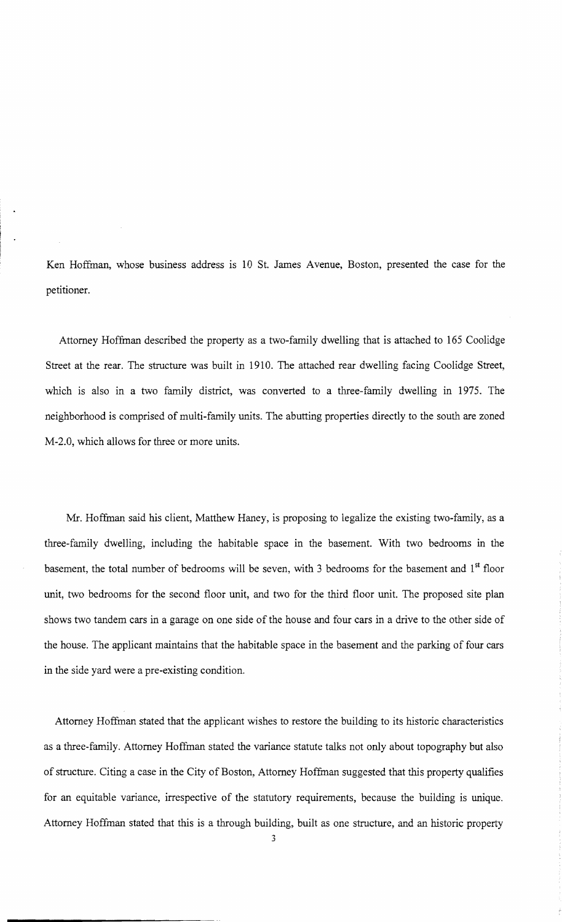Ken Hoffman, whose business address is 10 St. James Avenue, Boston, presented the case for the petitioner.

Attorney Hoffman described the property as a two-family dwelling that is attached to 165 Coolidge Street at the rear. The structure was built in 1910. The attached rear dwelling facing Coolidge Street, which is also in a two family district, was converted to a three-family dwelling in 1975. The neighborhood is comprised of multi-family units. The abutting properties directly to the south are zoned M-2.0, which allows for three or more units.

Mr. Hoffman said his client, Matthew Haney, is proposing to legalize the existing two-family, as a three-family dwelling, including the habitable space in the basement. With two bedrooms in the basement, the total number of bedrooms will be seven, with 3 bedrooms for the basement and 1st floor unit, two bedrooms for the second floor unit, and two for the third floor unit. The proposed site plan shows two tandem cars in a garage on one side of the house and four cars in a drive to the other side of the house. The applicant maintains that the habitable space in the basement and the parking of four cars in the side yard were a pre-existing condition.

Attorney Hoffman stated that the applicant wishes to restore the building to its historic characteristics as a three-family. Attorney Hoffman stated the variance statute talks not only about topography but also of structure. Citing a case in the City of Boston, Attorney Hoffman suggested that this property qualifies for an equitable variance, irrespective of the statutory requirements, because the building is unique. Attorney Hoffman stated that this is a through building, built as one structure, and an historic property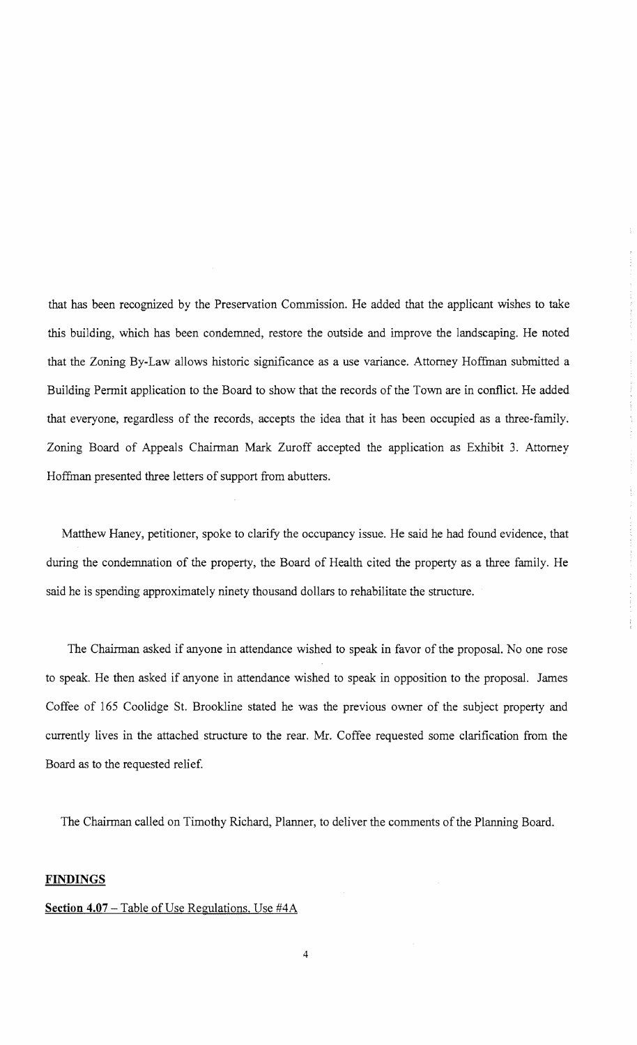that has been recognized by the Preservation Commission. He added that the applicant wishes to take this building, which has been condemned, restore the outside and improve the landscaping. He noted that the Zoning By-Law allows historic significance as a use variance. Attorney Hoffman submitted a Building Permit application to the Board to show that the records of the Town are in conflict. He added that everyone, regardless of the records, accepts the idea that it has been occupied as a three-family. Zoning Board of Appeals Chairman Mark Zuroff accepted the application as Exhibit 3. Attorney Hoffman presented three letters of support from abutters.

Matthew Haney, petitioner, spoke to clarify the occupancy issue. He said he had found evidence, that during the condemnation of the property, the Board of Health cited the property as a three family. He said he is spending approximately ninety thousand dollars to rehabilitate the structure.

The Chairman asked if anyone in attendance wished to speak in favor of the proposal. No one rose to speak. He then asked if anyone in attendance wished to speak in opposition to the proposal. James Coffee of 165 Coolidge St. Brookline stated he was the previous owner of the subject property and currently lives in the attached structure to the rear. Mr. Coffee requested some clarification from the Board as to the requested relief.

The Chairman called on Timothy Richard, Planner, to deliver the comments of the Planning Board.

**FINDINGS**

**Section 4.07** – Table of Use Regulations, Use #4A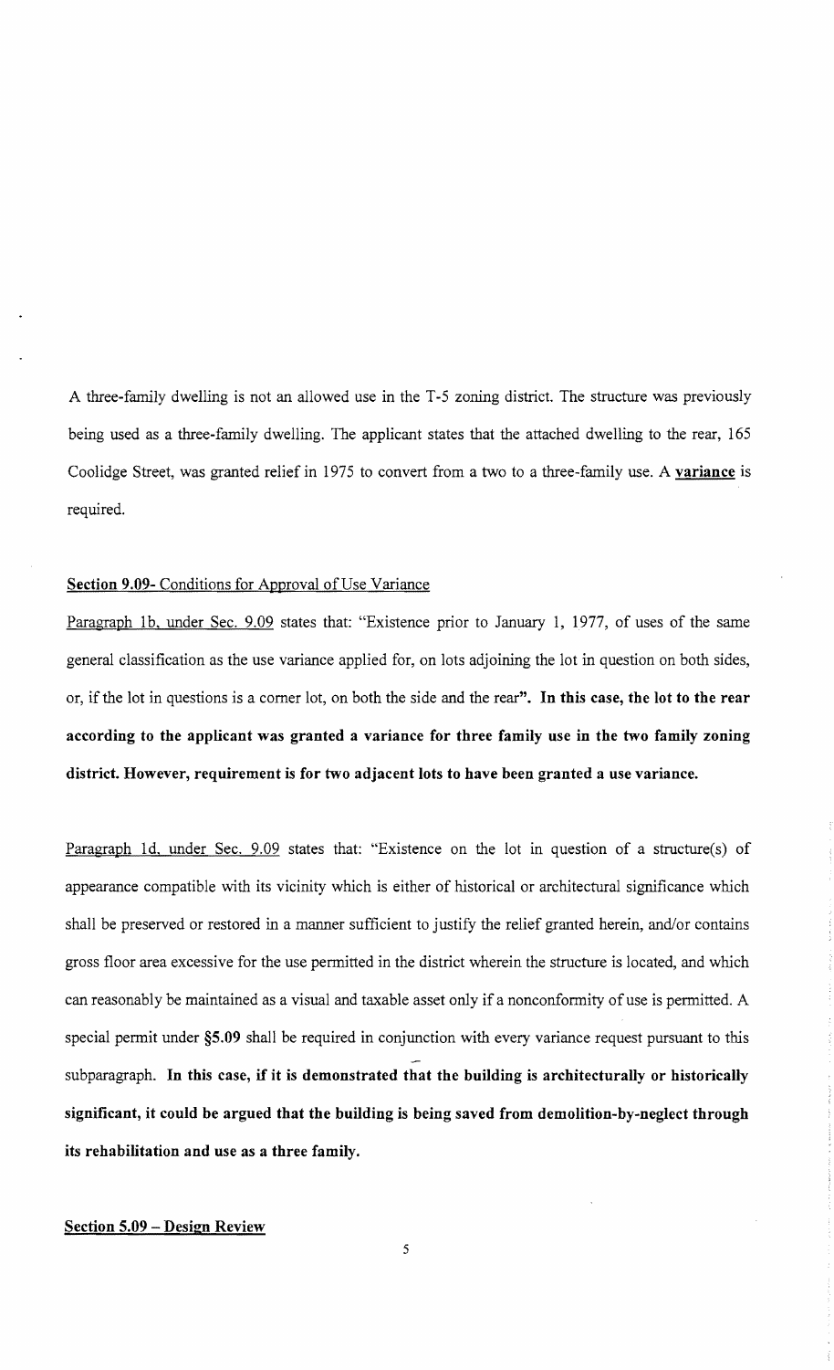A three-family dwelling is not an allowed use in the T-5 zoning district. The structure was previously being used as a three-family dwelling. The applicant states that the attached dwelling to the rear, 165 Coolidge Street, was granted relief in 1975 to convert from a two to a three-family use. A **variance** is required.

**Section 9.09**- Conditions for Approval of Use Variance

Paragraph 1b, under Sec. 9.09 states that: "Existence prior to January 1, 1977, of uses of the same general classification as the use variance applied for, on lots adjoining the lot in question on both sides, or, if the lot in questions is a corner lot, on both the side and the rear". **In this case, the lot to the rear according to the applicant was granted a variance for three family use in the two family zoning district. However, requirement is for two adjacent lots to have been granted a use variance.**

Paragraph 1d, under Sec. 9.09 states that: "Existence on the lot in question of a structure(s) of appearance compatible with its vicinity which is either of historical or architectural significance which shall be preserved or restored in a manner sufficient to justify the relief granted herein, and/or contains gross floor area excessive for the use permitted in the district wherein the structure is located, and which can reasonably be maintained as a visual and taxable asset only if a nonconformity of use is permitted. A special permit under §5.09 shall be required in conjunction with every variance request pursuant to this subparagraph. **In this case, if it is demonstrated that the building is architecturally or historically significant, it could be argued that the building is being saved from demolition-by-neglect through its rehabilitation and use as a three family.**

**Section 5.09 – Design Review**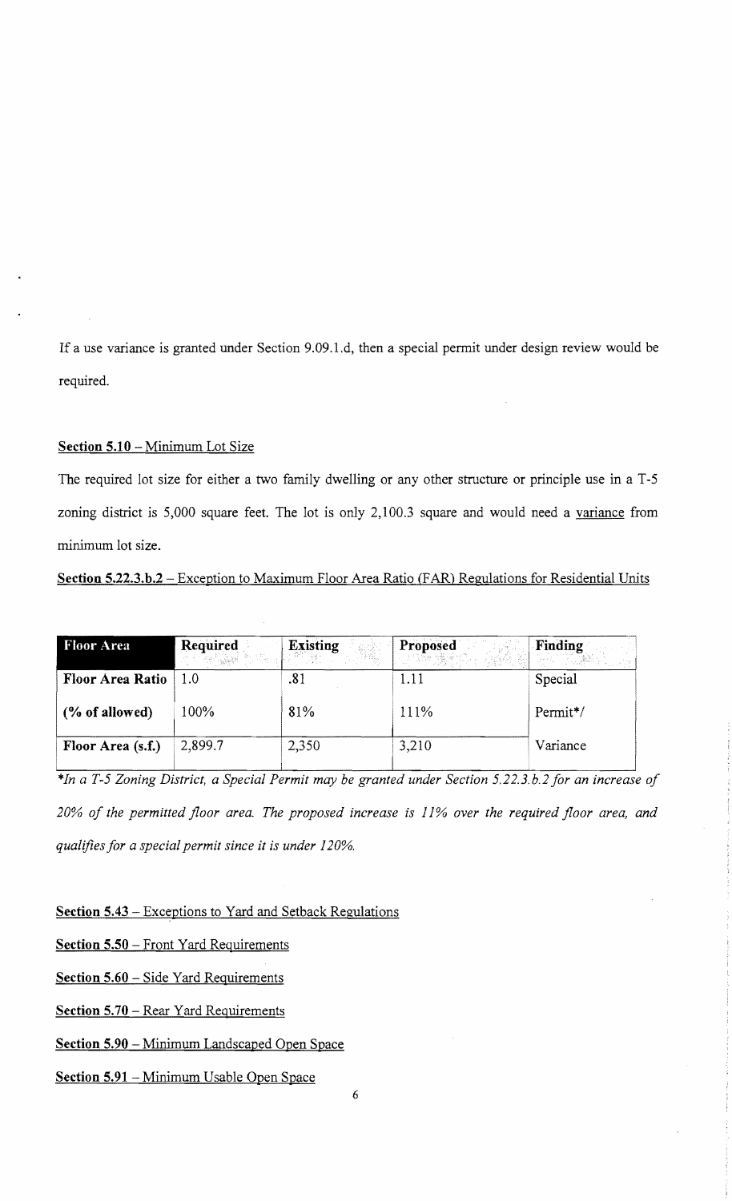If a use variance is granted under Section 9.09.1.d, then a special permit under design review would be required.

**Section 5.10** – Minimum Lot Size

The required lot size for either a two family dwelling or any other structure or principle use in a T-5 zoning district is 5,000 square feet. The lot is only 2,100.3 square and would need a variance from minimum lot size.

**Section 5.22.3.b.2** – Exception to Maximum Floor Area Ratio (FAR) Regulations for Residential Units

| Floor Area | Required | Existing | Proposed | Finding |
|---|---|---|---|---|
| **Floor Area Ratio** | 1.0 | .81 | 1.11 | Special |
| **(% of allowed)** | 100% | 81% | 111% | Permit*/ |
| **Floor Area (s.f.)** | 2,899.7 | 2,350 | 3,210 | Variance |

*\*In a T-5 Zoning District, a Special Permit may be granted under Section 5.22.3.b.2 for an increase of 20% of the permitted floor area. The proposed increase is 11% over the required floor area, and qualifies for a special permit since it is under 120%.*

**Section 5.43** – Exceptions to Yard and Setback Regulations

**Section 5.50** – Front Yard Requirements

**Section 5.60** – Side Yard Requirements

**Section 5.70** – Rear Yard Requirements

**Section 5.90** – Minimum Landscaped Open Space

**Section 5.91** – Minimum Usable Open Space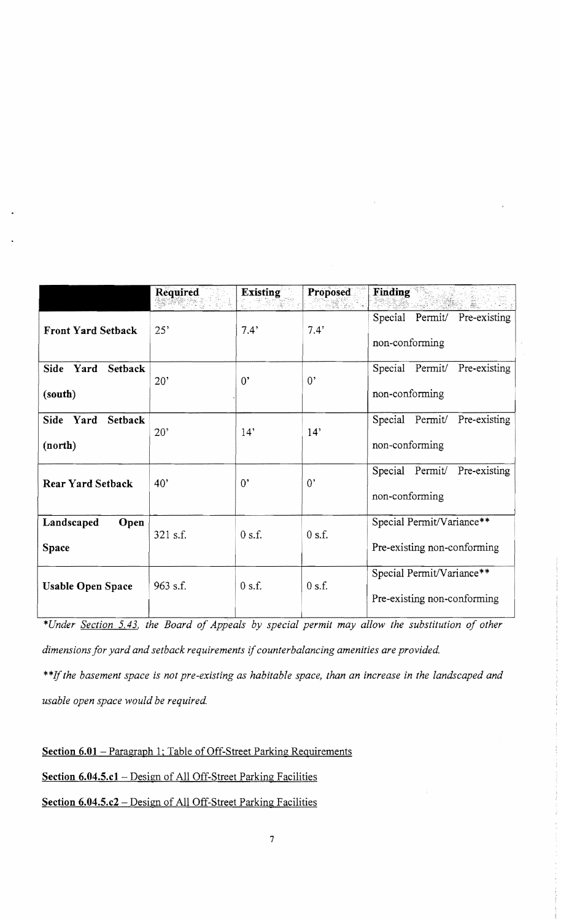| | Required | Existing | Proposed | Finding |
|---|---|---|---|---|
| **Front Yard Setback** | 25' | 7.4' | 7.4' | Special Permit/ Pre-existing non-conforming |
| **Side Yard Setback (south)** | 20' | 0' | 0' | Special Permit/ Pre-existing non-conforming |
| **Side Yard Setback (north)** | 20' | 14' | 14' | Special Permit/ Pre-existing non-conforming |
| **Rear Yard Setback** | 40' | 0' | 0' | Special Permit/ Pre-existing non-conforming |
| **Landscaped Open Space** | 321 s.f. | 0 s.f. | 0 s.f. | Special Permit/Variance** Pre-existing non-conforming |
| **Usable Open Space** | 963 s.f. | 0 s.f. | 0 s.f. | Special Permit/Variance** Pre-existing non-conforming |

**Under Section 5.43, the Board of Appeals by special permit may allow the substitution of other dimensions for yard and setback requirements if counterbalancing amenities are provided.*

***If the basement space is not pre-existing as habitable space, than an increase in the landscaped and usable open space would be required.*

**Section 6.01** – Paragraph 1; Table of Off-Street Parking Requirements

**Section 6.04.5.c1** – Design of All Off-Street Parking Facilities

**Section 6.04.5.c2** – Design of All Off-Street Parking Facilities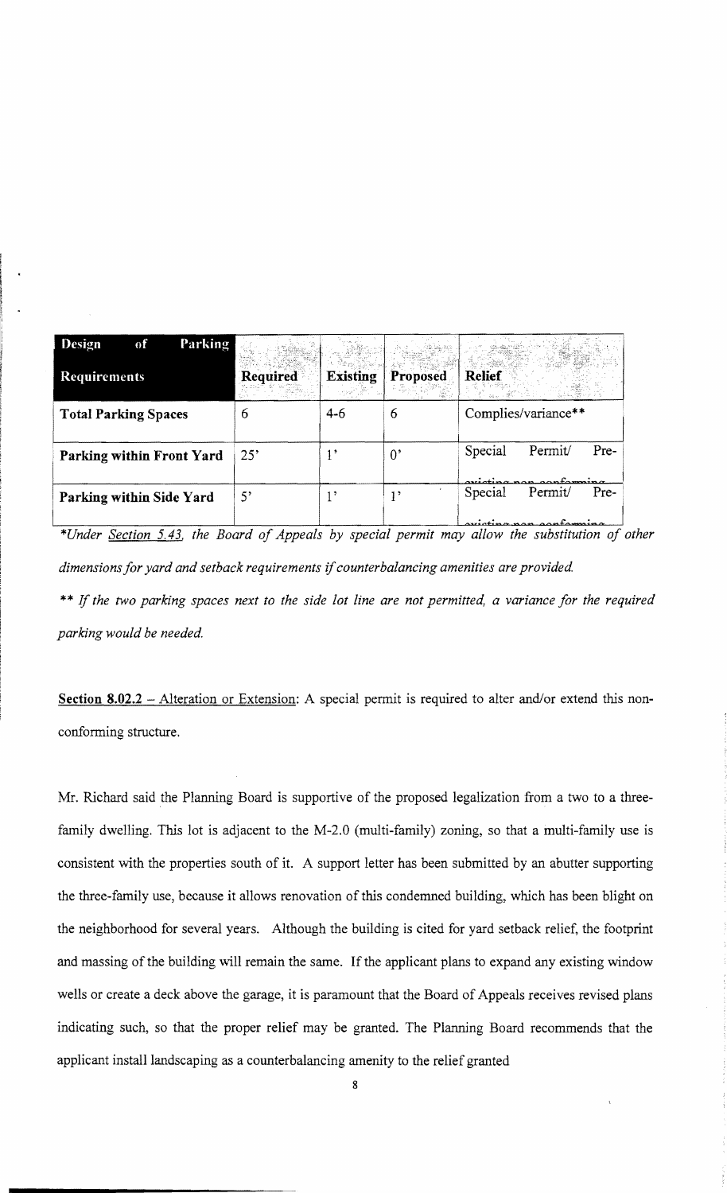| Design of Parking Requirements | Required | Existing | Proposed | Relief |
|---|---|---|---|---|
| Total Parking Spaces | 6 | 4-6 | 6 | Complies/variance** |
| Parking within Front Yard | 25' | 1' | 0' | Special Permit/ Pre-existing non-conforming |
| Parking within Side Yard | 5' | 1' | 1' | Special Permit/ Pre-existing non-conforming |

*\*Under Section 5.43, the Board of Appeals by special permit may allow the substitution of other dimensions for yard and setback requirements if counterbalancing amenities are provided.*

*\*\* If the two parking spaces next to the side lot line are not permitted, a variance for the required parking would be needed.*

**Section 8.02.2** – Alteration or Extension: A special permit is required to alter and/or extend this non-conforming structure.

Mr. Richard said the Planning Board is supportive of the proposed legalization from a two to a three-family dwelling. This lot is adjacent to the M-2.0 (multi-family) zoning, so that a multi-family use is consistent with the properties south of it. A support letter has been submitted by an abutter supporting the three-family use, because it allows renovation of this condemned building, which has been blight on the neighborhood for several years. Although the building is cited for yard setback relief, the footprint and massing of the building will remain the same. If the applicant plans to expand any existing window wells or create a deck above the garage, it is paramount that the Board of Appeals receives revised plans indicating such, so that the proper relief may be granted. The Planning Board recommends that the applicant install landscaping as a counterbalancing amenity to the relief granted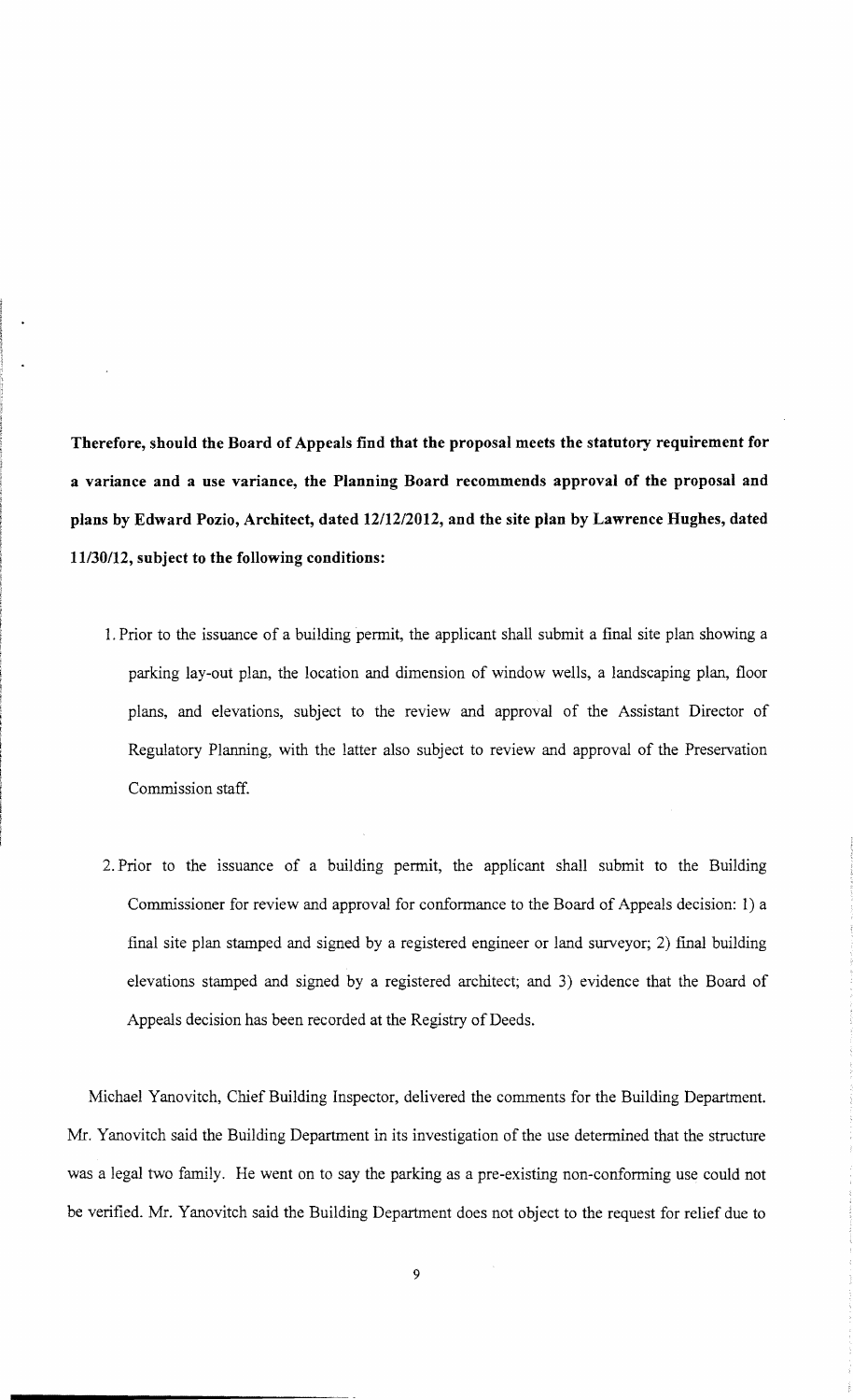**Therefore, should the Board of Appeals find that the proposal meets the statutory requirement for a variance and a use variance, the Planning Board recommends approval of the proposal and plans by Edward Pozio, Architect, dated 12/12/2012, and the site plan by Lawrence Hughes, dated 11/30/12, subject to the following conditions:**

1. Prior to the issuance of a building permit, the applicant shall submit a final site plan showing a parking lay-out plan, the location and dimension of window wells, a landscaping plan, floor plans, and elevations, subject to the review and approval of the Assistant Director of Regulatory Planning, with the latter also subject to review and approval of the Preservation Commission staff.

2. Prior to the issuance of a building permit, the applicant shall submit to the Building Commissioner for review and approval for conformance to the Board of Appeals decision: 1) a final site plan stamped and signed by a registered engineer or land surveyor; 2) final building elevations stamped and signed by a registered architect; and 3) evidence that the Board of Appeals decision has been recorded at the Registry of Deeds.

Michael Yanovitch, Chief Building Inspector, delivered the comments for the Building Department. Mr. Yanovitch said the Building Department in its investigation of the use determined that the structure was a legal two family. He went on to say the parking as a pre-existing non-conforming use could not be verified. Mr. Yanovitch said the Building Department does not object to the request for relief due to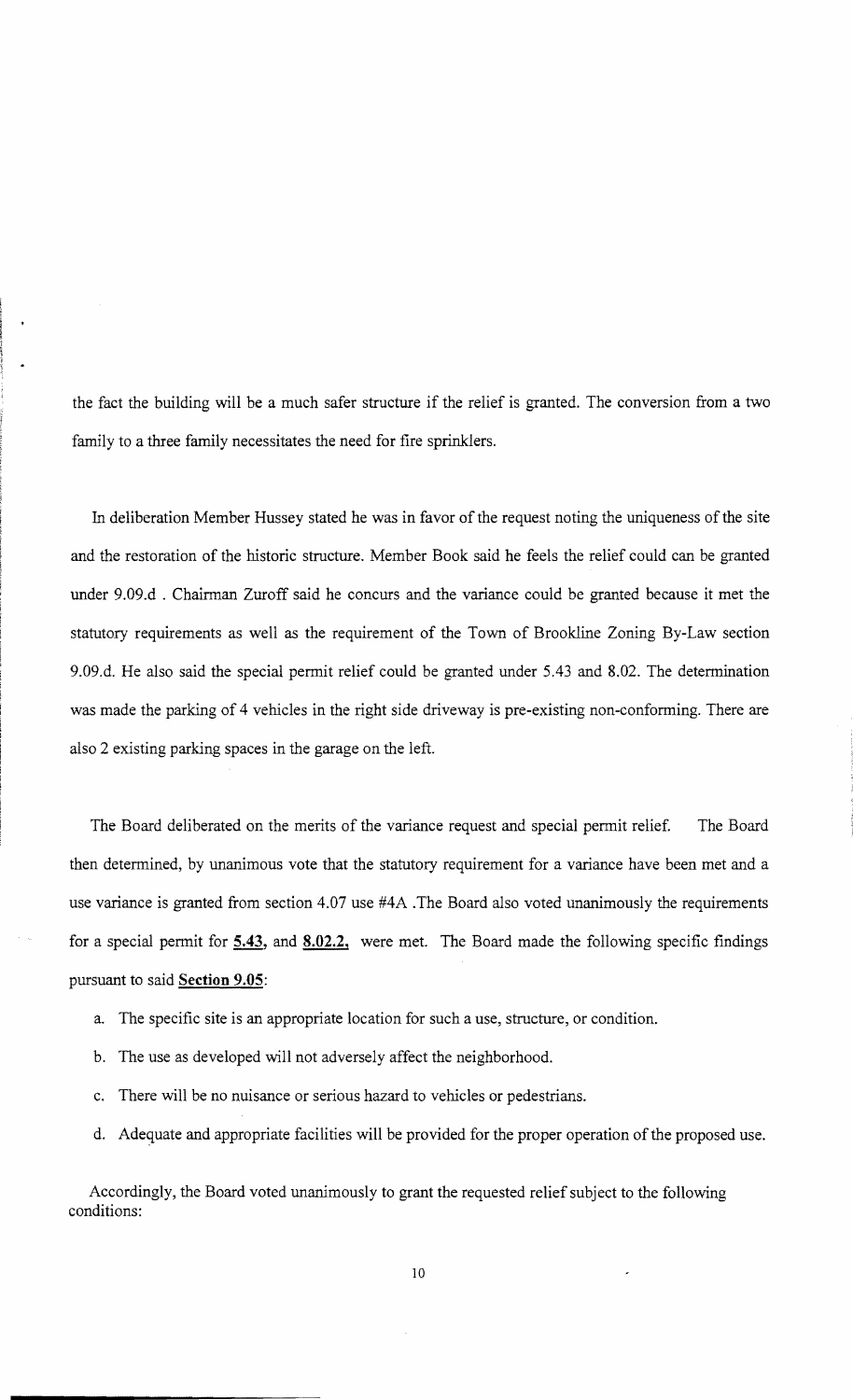the fact the building will be a much safer structure if the relief is granted. The conversion from a two family to a three family necessitates the need for fire sprinklers.

In deliberation Member Hussey stated he was in favor of the request noting the uniqueness of the site and the restoration of the historic structure. Member Book said he feels the relief could can be granted under 9.09.d . Chairman Zuroff said he concurs and the variance could be granted because it met the statutory requirements as well as the requirement of the Town of Brookline Zoning By-Law section 9.09.d. He also said the special permit relief could be granted under 5.43 and 8.02. The determination was made the parking of 4 vehicles in the right side driveway is pre-existing non-conforming. There are also 2 existing parking spaces in the garage on the left.

The Board deliberated on the merits of the variance request and special permit relief. The Board then determined, by unanimous vote that the statutory requirement for a variance have been met and a use variance is granted from section 4.07 use #4A .The Board also voted unanimously the requirements for a special permit for **5.43,** and **8.02.2,** were met. The Board made the following specific findings pursuant to said **Section 9.05**:

a. The specific site is an appropriate location for such a use, structure, or condition.

b. The use as developed will not adversely affect the neighborhood.

c. There will be no nuisance or serious hazard to vehicles or pedestrians.

d. Adequate and appropriate facilities will be provided for the proper operation of the proposed use.

Accordingly, the Board voted unanimously to grant the requested relief subject to the following conditions: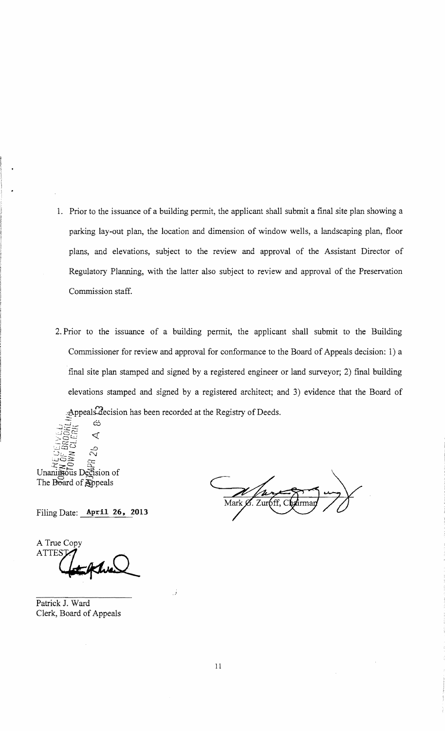1. Prior to the issuance of a building permit, the applicant shall submit a final site plan showing a parking lay-out plan, the location and dimension of window wells, a landscaping plan, floor plans, and elevations, subject to the review and approval of the Assistant Director of Regulatory Planning, with the latter also subject to review and approval of the Preservation Commission staff.

2. Prior to the issuance of a building permit, the applicant shall submit to the Building Commissioner for review and approval for conformance to the Board of Appeals decision: 1) a final site plan stamped and signed by a registered engineer or land surveyor; 2) final building elevations stamped and signed by a registered architect; and 3) evidence that the Board of Appeals decision has been recorded at the Registry of Deeds.

Unanimous Decision of
The Board of Appeals

Mark G. Zuroff, Chairman

Filing Date: **April 26, 2013**

A True Copy
ATTEST:

Patrick J. Ward
Clerk, Board of Appeals